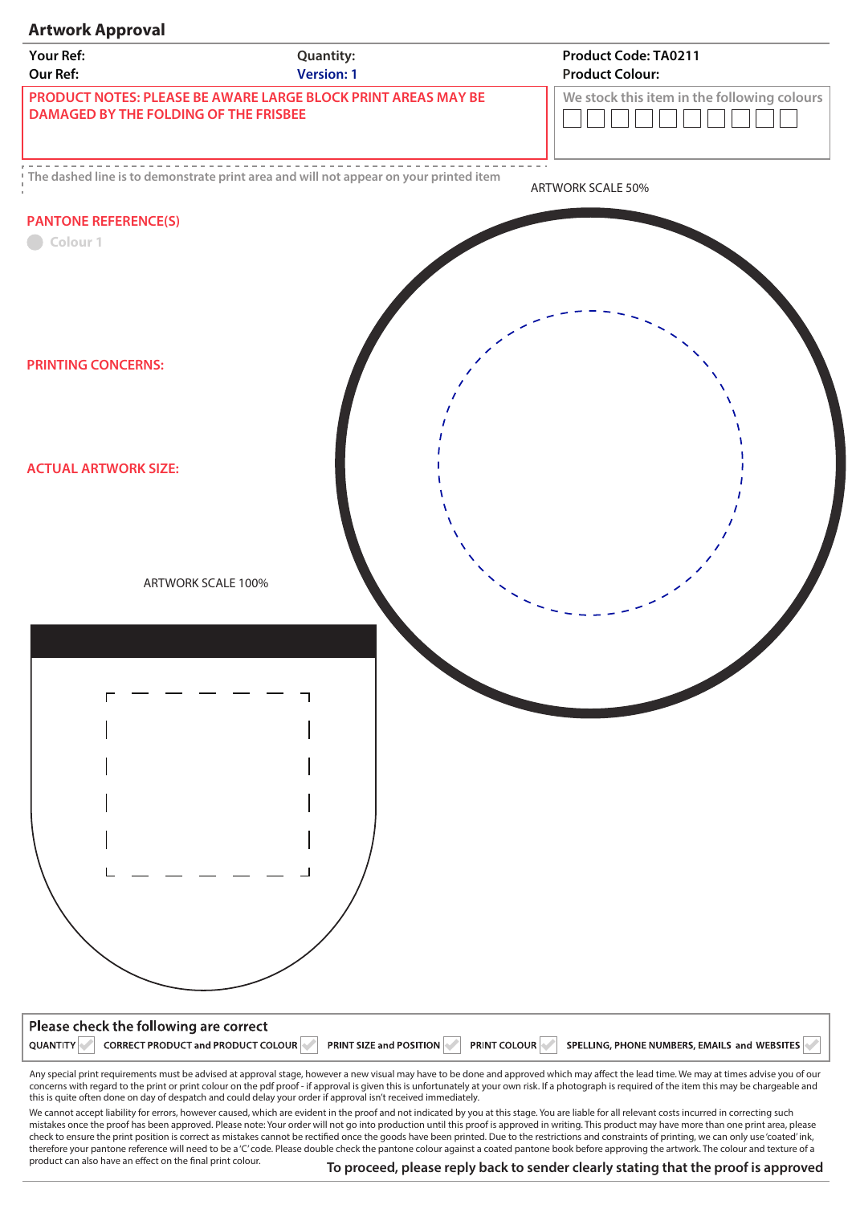# Artwork Approval

| Your Ref: | Quantity: | Product Code: TA0211 |
|---|---|---|
| Our Ref: | Version: 1 | Product Colour: |

**PRODUCT NOTES: PLEASE BE AWARE LARGE BLOCK PRINT AREAS MAY BE DAMAGED BY THE FOLDING OF THE FRISBEE**

We stock this item in the following colours

The dashed line is to demonstrate print area and will not appear on your printed item

ARTWORK SCALE 50%

**PANTONE REFERENCE(S)**

Colour 1

**PRINTING CONCERNS:**

**ACTUAL ARTWORK SIZE:**

ARTWORK SCALE 100%

**Please check the following are correct**

QUANTITY | CORRECT PRODUCT and PRODUCT COLOUR | PRINT SIZE and POSITION | PRINT COLOUR | SPELLING, PHONE NUMBERS, EMAILS and WEBSITES

Any special print requirements must be advised at approval stage, however a new visual may have to be done and approved which may affect the lead time. We may at times advise you of our concerns with regard to the print or print colour on the pdf proof - if approval is given this is unfortunately at your own risk. If a photograph is required of the item this may be chargeable and this is quite often done on day of despatch and could delay your order if approval isn't received immediately.

We cannot accept liability for errors, however caused, which are evident in the proof and not indicated by you at this stage. You are liable for all relevant costs incurred in correcting such mistakes once the proof has been approved. Please note: Your order will not go into production until this proof is approved in writing. This product may have more than one print area, please check to ensure the print position is correct as mistakes cannot be rectified once the goods have been printed. Due to the restrictions and constraints of printing, we can only use 'coated' ink, therefore your pantone reference will need to be a 'C' code. Please double check the pantone colour against a coated pantone book before approving the artwork. The colour and texture of a product can also have an effect on the final print colour.

**To proceed, please reply back to sender clearly stating that the proof is approved**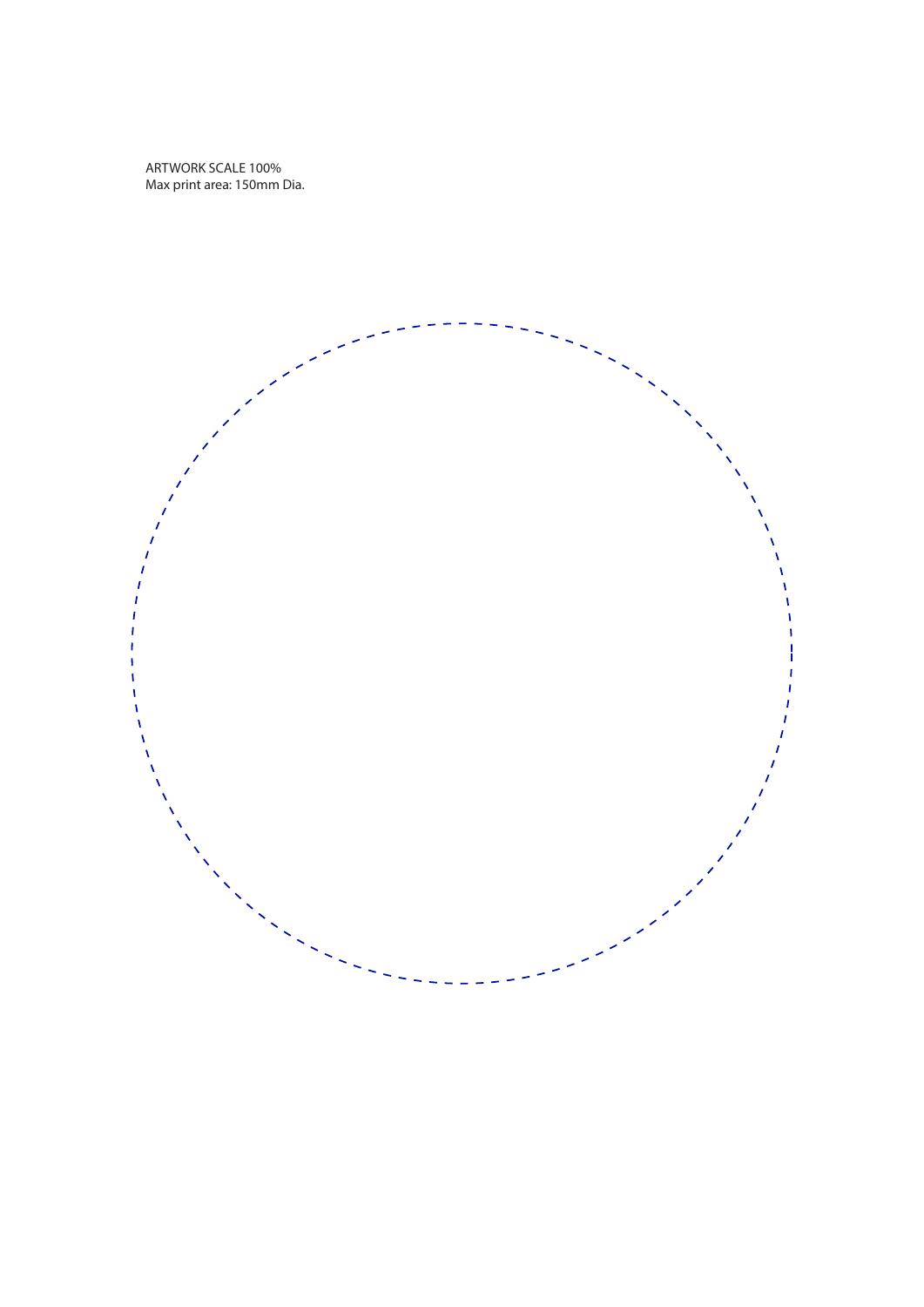ARTWORK SCALE 100%
Max print area: 150mm Dia.